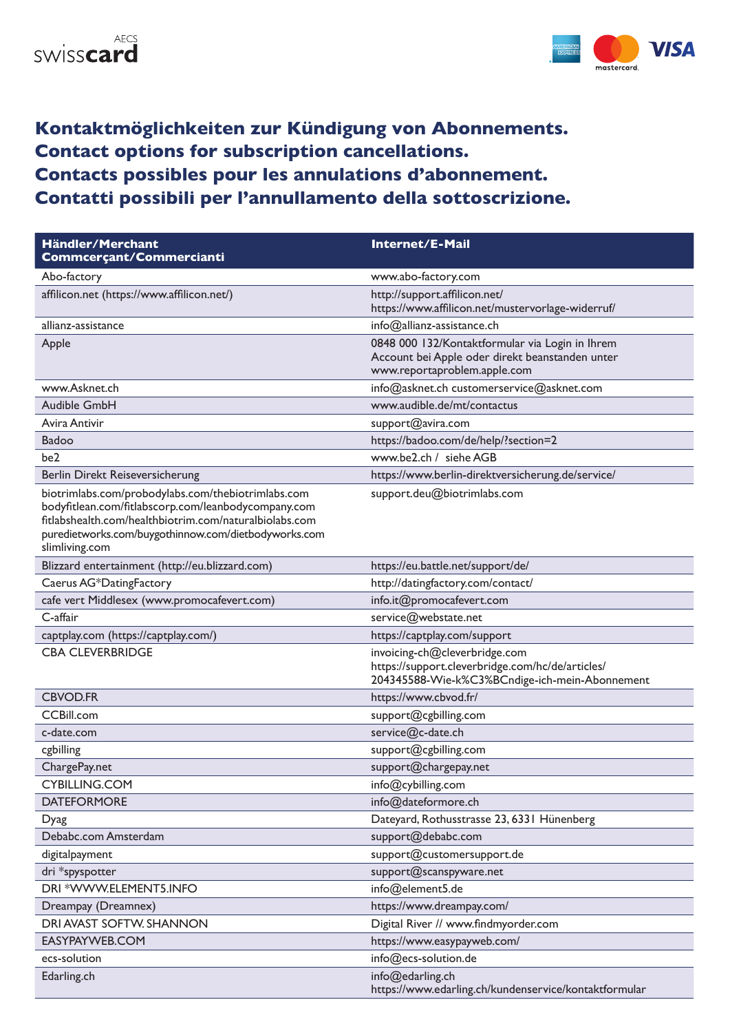swisscard AECS

## Kontaktmöglichkeiten zur Kündigung von Abonnements.
## Contact options for subscription cancellations.
## Contacts possibles pour les annulations d'abonnement.
## Contatti possibili per l'annullamento della sottoscrizione.

| Händler/Merchant<br>Commcerçant/Commercianti | Internet/E-Mail |
|---|---|
| Abo-factory | www.abo-factory.com |
| affilicon.net (https://www.affilicon.net/) | http://support.affilicon.net/<br>https://www.affilicon.net/mustervorlage-widerruf/ |
| allianz-assistance | info@allianz-assistance.ch |
| Apple | 0848 000 132/Kontaktformular via Login in Ihrem Account bei Apple oder direkt beanstanden unter www.reportaproblem.apple.com |
| www.Asknet.ch | info@asknet.ch customerservice@asknet.com |
| Audible GmbH | www.audible.de/mt/contactus |
| Avira Antivir | support@avira.com |
| Badoo | https://badoo.com/de/help/?section=2 |
| be2 | www.be2.ch / siehe AGB |
| Berlin Direkt Reiseversicherung | https://www.berlin-direktversicherung.de/service/ |
| biotrimlabs.com/probodylabs.com/thebiotrimlabs.com<br>bodyfitlean.com/fitlabscorp.com/leanbodycompany.com<br>fitlabshealth.com/healthbiotrim.com/naturalbiolabs.com<br>puredietworks.com/buygothinnow.com/dietbodyworks.com<br>slimliving.com | support.deu@biotrimlabs.com |
| Blizzard entertainment (http://eu.blizzard.com) | https://eu.battle.net/support/de/ |
| Caerus AG*DatingFactory | http://datingfactory.com/contact/ |
| cafe vert Middlesex (www.promocafevert.com) | info.it@promocafevert.com |
| C-affair | service@webstate.net |
| captplay.com (https://captplay.com/) | https://captplay.com/support |
| CBA CLEVERBRIDGE | invoicing-ch@cleverbridge.com<br>https://support.cleverbridge.com/hc/de/articles/204345588-Wie-k%C3%BCndige-ich-mein-Abonnement |
| CBVOD.FR | https://www.cbvod.fr/ |
| CCBill.com | support@cgbilling.com |
| c-date.com | service@c-date.ch |
| cgbilling | support@cgbilling.com |
| ChargePay.net | support@chargepay.net |
| CYBILLING.COM | info@cybilling.com |
| DATEFORMORE | info@dateformore.ch |
| Dyag | Dateyard, Rothusstrasse 23, 6331 Hünenberg |
| Debabc.com Amsterdam | support@debabc.com |
| digitalpayment | support@customersupport.de |
| dri *spyspotter | support@scanspyware.net |
| DRI *WWW.ELEMENT5.INFO | info@element5.de |
| Dreampay (Dreamnex) | https://www.dreampay.com/ |
| DRI AVAST SOFTW. SHANNON | Digital River // www.findmyorder.com |
| EASYPAYWEB.COM | https://www.easypayweb.com/ |
| ecs-solution | info@ecs-solution.de |
| Edarling.ch | info@edarling.ch<br>https://www.edarling.ch/kundenservice/kontaktformular |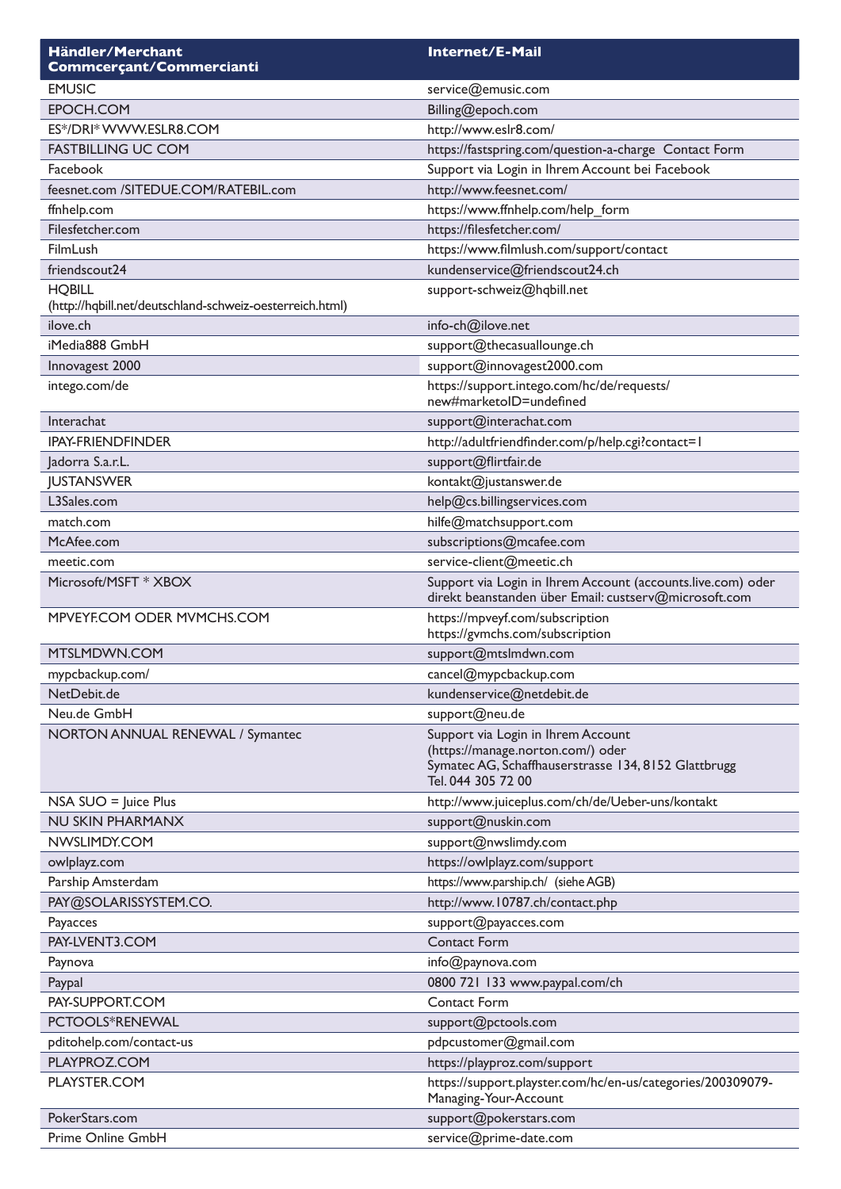| Händler/Merchant Commcerçant/Commercianti | Internet/E-Mail |
|---|---|
| EMUSIC | service@emusic.com |
| EPOCH.COM | Billing@epoch.com |
| ES*/DRI* WWW.ESLR8.COM | http://www.eslr8.com/ |
| FASTBILLING UC COM | https://fastspring.com/question-a-charge Contact Form |
| Facebook | Support via Login in Ihrem Account bei Facebook |
| feesnet.com /SITEDUE.COM/RATEBIL.com | http://www.feesnet.com/ |
| ffnhelp.com | https://www.ffnhelp.com/help_form |
| Filesfetcher.com | https://filesfetcher.com/ |
| FilmLush | https://www.filmlush.com/support/contact |
| friendscout24 | kundenservice@friendscout24.ch |
| HQBILL (http://hqbill.net/deutschland-schweiz-oesterreich.html) | support-schweiz@hqbill.net |
| ilove.ch | info-ch@ilove.net |
| iMedia888 GmbH | support@thecasuallounge.ch |
| Innovagest 2000 | support@innovagest2000.com |
| intego.com/de | https://support.intego.com/hc/de/requests/new#marketoID=undefined |
| Interachat | support@interachat.com |
| IPAY-FRIENDFINDER | http://adultfriendfinder.com/p/help.cgi?contact=1 |
| Jadorra S.a.r.L. | support@flirtfair.de |
| JUSTANSWER | kontakt@justanswer.de |
| L3Sales.com | help@cs.billingservices.com |
| match.com | hilfe@matchsupport.com |
| McAfee.com | subscriptions@mcafee.com |
| meetic.com | service-client@meetic.ch |
| Microsoft/MSFT * XBOX | Support via Login in Ihrem Account (accounts.live.com) oder direkt beanstanden über Email: custserv@microsoft.com |
| MPVEYF.COM ODER MVMCHS.COM | https://mpveyf.com/subscription https://gvmchs.com/subscription |
| MTSLMDWN.COM | support@mtslmdwn.com |
| mypcbackup.com/ | cancel@mypcbackup.com |
| NetDebit.de | kundenservice@netdebit.de |
| Neu.de GmbH | support@neu.de |
| NORTON ANNUAL RENEWAL / Symantec | Support via Login in Ihrem Account (https://manage.norton.com/) oder Symatec AG, Schaffhauserstrasse 134, 8152 Glattbrugg Tel. 044 305 72 00 |
| NSA SUO = Juice Plus | http://www.juiceplus.com/ch/de/Ueber-uns/kontakt |
| NU SKIN PHARMANX | support@nuskin.com |
| NWSLIMDY.COM | support@nwslimdy.com |
| owlplayz.com | https://owlplayz.com/support |
| Parship Amsterdam | https://www.parship.ch/ (siehe AGB) |
| PAY@SOLARISSYSTEM.CO. | http://www.10787.ch/contact.php |
| Payacces | support@payacces.com |
| PAY-LVENT3.COM | Contact Form |
| Paynova | info@paynova.com |
| Paypal | 0800 721 133 www.paypal.com/ch |
| PAY-SUPPORT.COM | Contact Form |
| PCTOOLS*RENEWAL | support@pctools.com |
| pditohelp.com/contact-us | pdpcustomer@gmail.com |
| PLAYPROZ.COM | https://playproz.com/support |
| PLAYSTER.COM | https://support.playster.com/hc/en-us/categories/200309079-Managing-Your-Account |
| PokerStars.com | support@pokerstars.com |
| Prime Online GmbH | service@prime-date.com |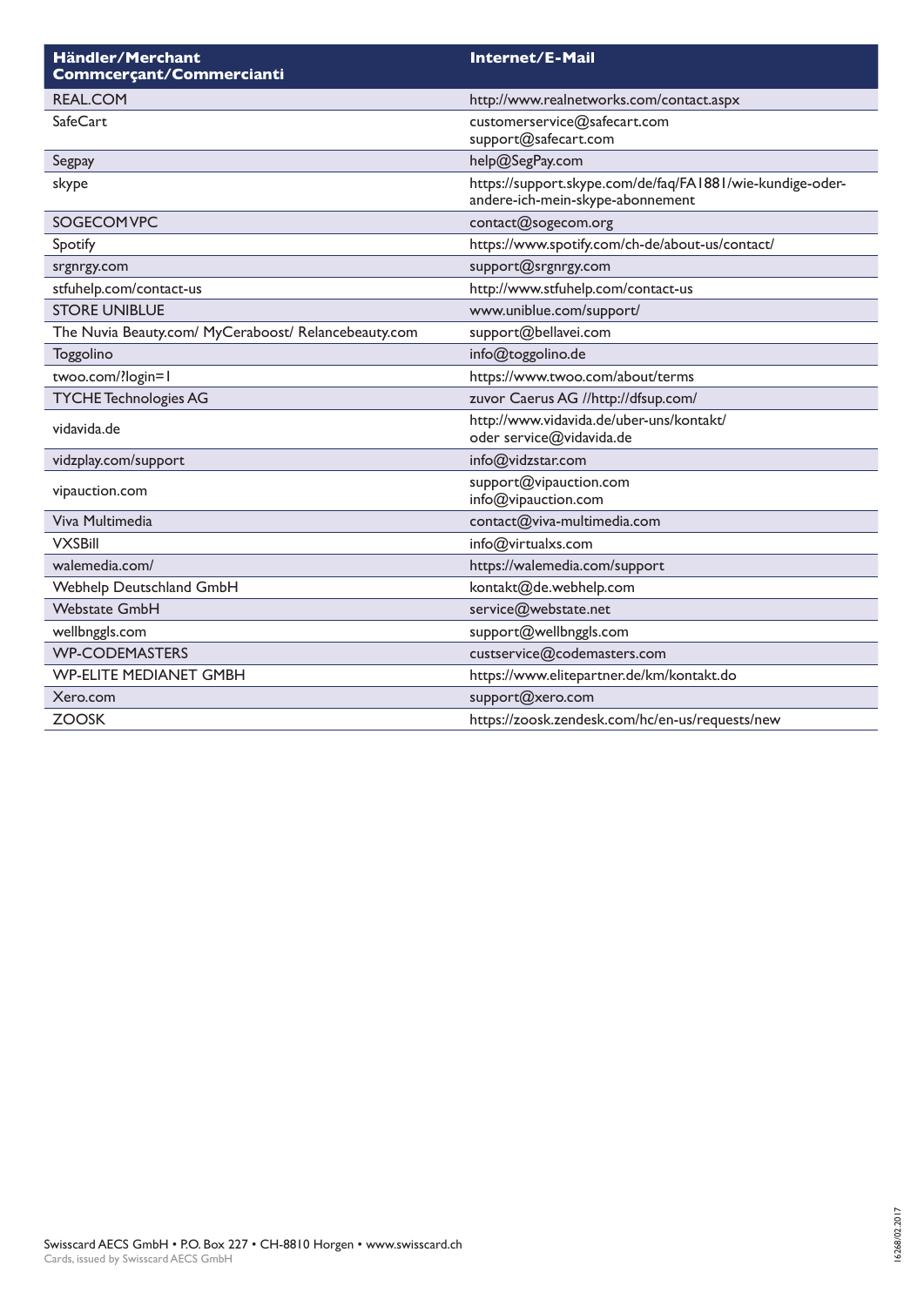| Händler/Merchant Commcerçant/Commercianti | Internet/E-Mail |
|---|---|
| REAL.COM | http://www.realnetworks.com/contact.aspx |
| SafeCart | customerservice@safecart.com support@safecart.com |
| Segpay | help@SegPay.com |
| skype | https://support.skype.com/de/faq/FA1881/wie-kundige-oder-andere-ich-mein-skype-abonnement |
| SOGECOM VPC | contact@sogecom.org |
| Spotify | https://www.spotify.com/ch-de/about-us/contact/ |
| srgnrgy.com | support@srgnrgy.com |
| stfuhelp.com/contact-us | http://www.stfuhelp.com/contact-us |
| STORE UNIBLUE | www.uniblue.com/support/ |
| The Nuvia Beauty.com/ MyCeraboost/ Relancebeauty.com | support@bellavei.com |
| Toggolino | info@toggolino.de |
| twoo.com/?login=1 | https://www.twoo.com/about/terms |
| TYCHE Technologies AG | zuvor Caerus AG //http://dfsup.com/ |
| vidavida.de | http://www.vidavida.de/uber-uns/kontakt/ oder service@vidavida.de |
| vidzplay.com/support | info@vidzstar.com |
| vipauction.com | support@vipauction.com info@vipauction.com |
| Viva Multimedia | contact@viva-multimedia.com |
| VXSBill | info@virtualxs.com |
| walemedia.com/ | https://walemedia.com/support |
| Webhelp Deutschland GmbH | kontakt@de.webhelp.com |
| Webstate GmbH | service@webstate.net |
| wellbnggls.com | support@wellbnggls.com |
| WP-CODEMASTERS | custservice@codemasters.com |
| WP-ELITE MEDIANET GMBH | https://www.elitepartner.de/km/kontakt.do |
| Xero.com | support@xero.com |
| ZOOSK | https://zoosk.zendesk.com/hc/en-us/requests/new |

Swisscard AECS GmbH • P.O. Box 227 • CH-8810 Horgen • www.swisscard.ch
Cards, issued by Swisscard AECS GmbH

16268/02.2017